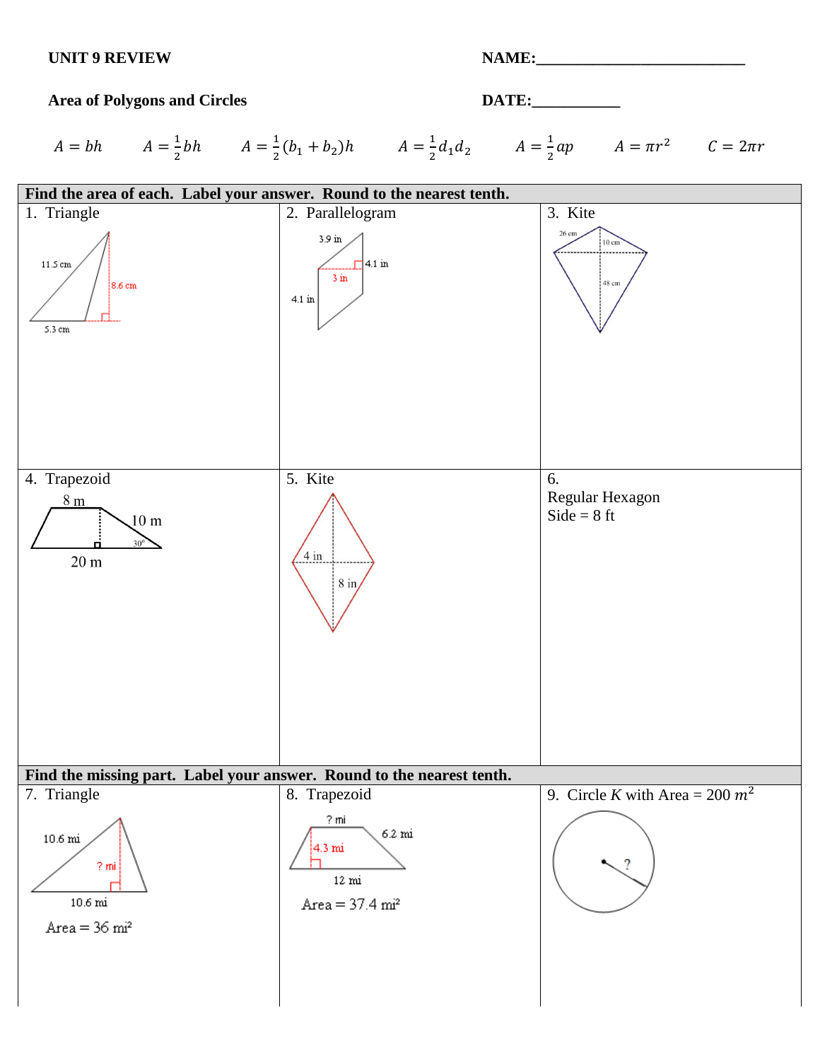**UNIT 9 REVIEW** **NAME:_______________________**

**Area of Polygons and Circles** **DATE:__________**

$A = bh$ $A = \frac{1}{2}bh$ $A = \frac{1}{2}(b_1 + b_2)h$ $A = \frac{1}{2}d_1 d_2$ $A = \frac{1}{2}ap$ $A = \pi r^2$ $C = 2\pi r$

**Find the area of each. Label your answer. Round to the nearest tenth.**

1. Triangle

11.5 cm, 8.6 cm, 5.3 cm

2. Parallelogram

3.9 in, 4.1 in, 3 in, 4.1 in

3. Kite

26 cm, 10 cm, 48 cm

4. Trapezoid

8 m, 10 m, 30°, 20 m

5. Kite

4 in, 8 in

6. Regular Hexagon
Side = 8 ft

**Find the missing part. Label your answer. Round to the nearest tenth.**

7. Triangle

10.6 mi, ? mi, 10.6 mi

Area = 36 mi²

8. Trapezoid

? mi, 6.2 mi, 4.3 mi, 12 mi

Area = 37.4 mi²

9. Circle *K* with Area = 200 $m^2$

?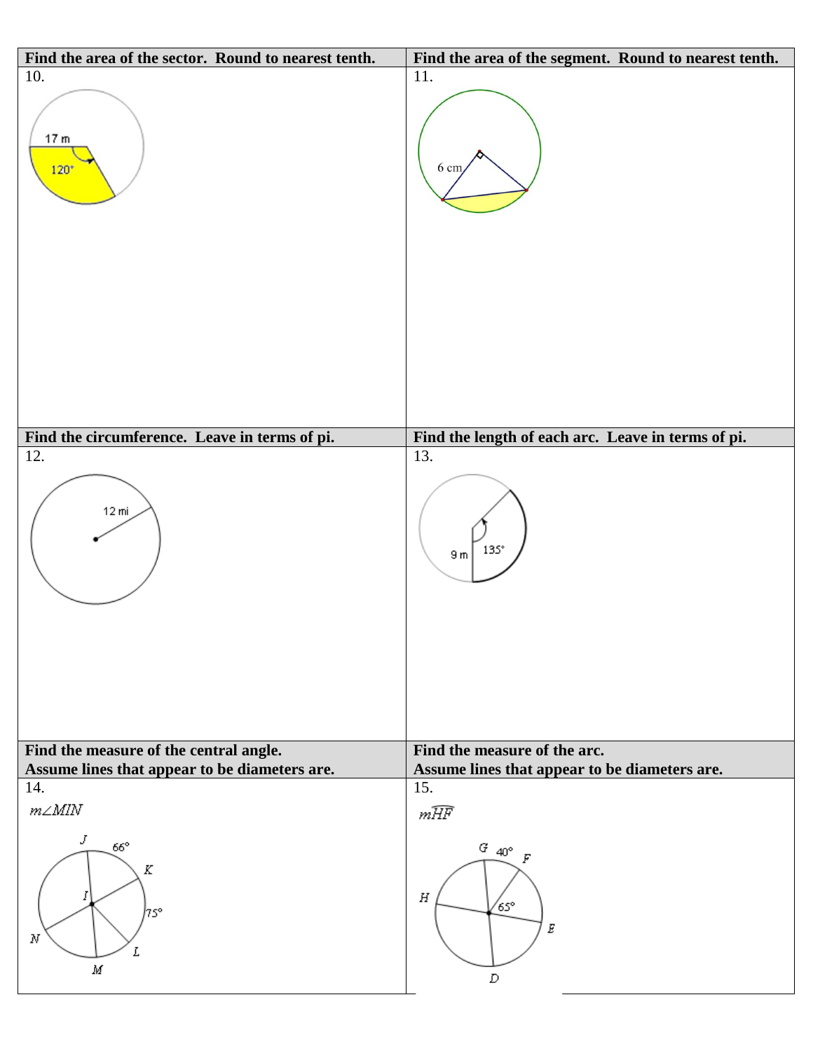| Find the area of the sector. Round to nearest tenth. | Find the area of the segment. Round to nearest tenth. |
| --- | --- |
| 10. 17 m, 120° | 11. 6 cm |

| Find the circumference. Leave in terms of pi. | Find the length of each arc. Leave in terms of pi. |
| --- | --- |
| 12. 12 mi | 13. 9 m, 135° |

| Find the measure of the central angle. Assume lines that appear to be diameters are. | Find the measure of the arc. Assume lines that appear to be diameters are. |
| --- | --- |
| 14. $m\angle MIN$ | 15. $m\overparen{HF}$ |
| J, 66°, K, I, 75°, N, L, M | G, 40°, F, H, 65°, E, D |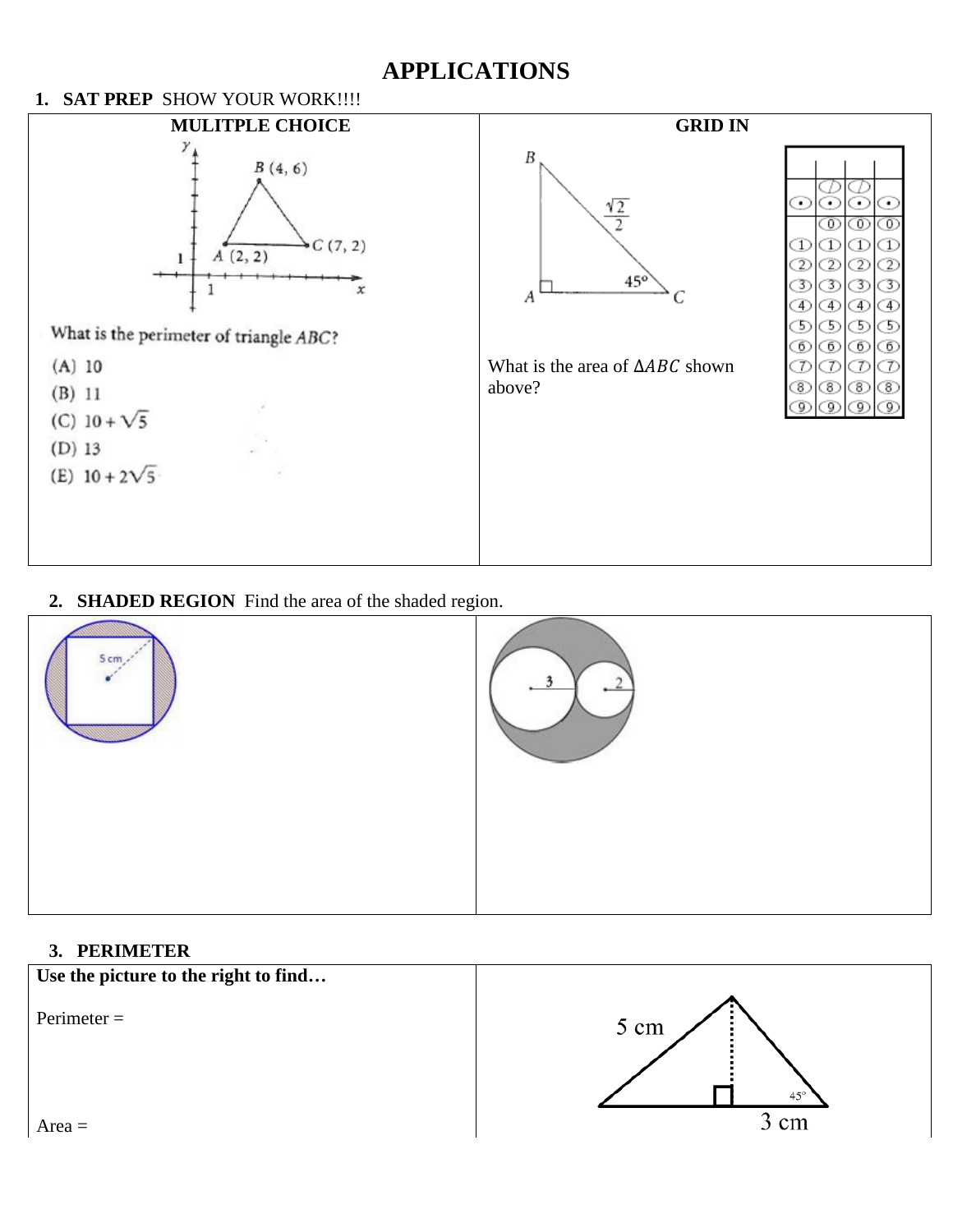# APPLICATIONS

**1. SAT PREP** SHOW YOUR WORK!!!!

**MULITPLE CHOICE**

y
B (4, 6)
C (7, 2)
1
A (2, 2)
1
x

What is the perimeter of triangle $ABC$?

(A) 10

(B) 11

(C) $10+\sqrt{5}$

(D) 13

(E) $10+2\sqrt{5}$

**GRID IN**

B
$\frac{\sqrt{2}}{2}$
45°
A
C

What is the area of $\Delta ABC$ shown above?

**2. SHADED REGION** Find the area of the shaded region.

5 cm

3
2

**3. PERIMETER**

**Use the picture to the right to find…**

Perimeter =

Area =

5 cm
45°
3 cm